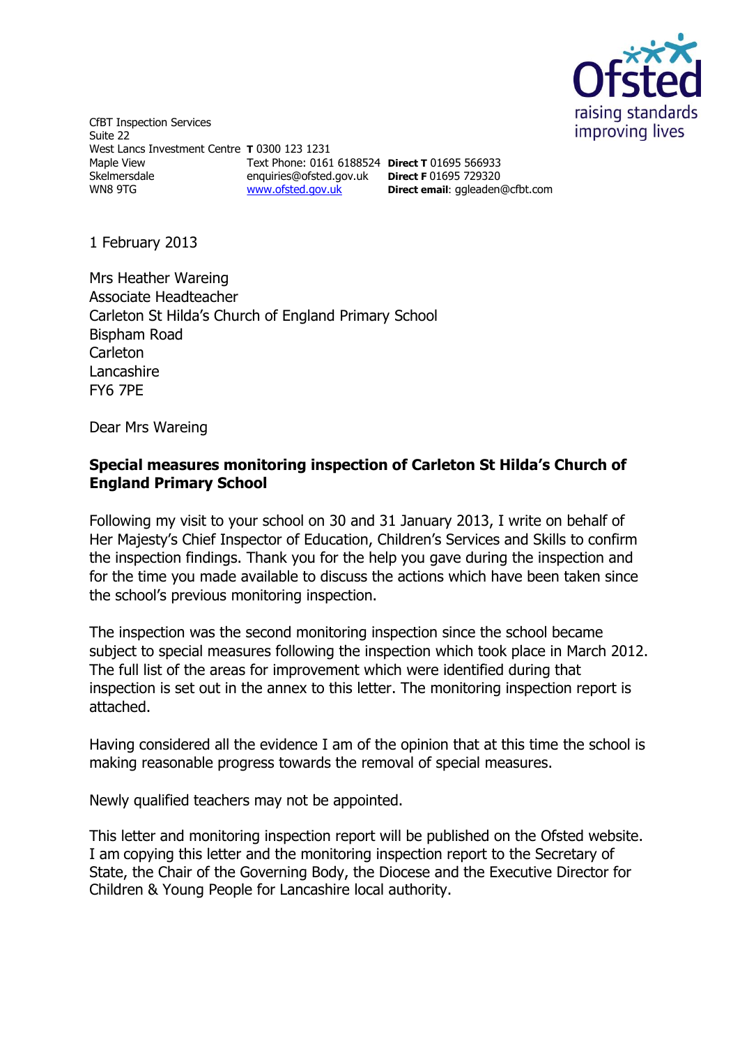CfBT Inspection Services
Suite 22
West Lancs Investment Centre
Maple View
Skelmersdale
WN8 9TG

**T** 0300 123 1231
Text Phone: 0161 6188524
enquiries@ofsted.gov.uk
www.ofsted.gov.uk

**Direct T** 01695 566933
**Direct F** 01695 729320
**Direct email**: ggleaden@cfbt.com

1 February 2013

Mrs Heather Wareing
Associate Headteacher
Carleton St Hilda's Church of England Primary School
Bispham Road
Carleton
Lancashire
FY6 7PE

Dear Mrs Wareing

**Special measures monitoring inspection of Carleton St Hilda's Church of England Primary School**

Following my visit to your school on 30 and 31 January 2013, I write on behalf of Her Majesty's Chief Inspector of Education, Children's Services and Skills to confirm the inspection findings. Thank you for the help you gave during the inspection and for the time you made available to discuss the actions which have been taken since the school's previous monitoring inspection.

The inspection was the second monitoring inspection since the school became subject to special measures following the inspection which took place in March 2012. The full list of the areas for improvement which were identified during that inspection is set out in the annex to this letter. The monitoring inspection report is attached.

Having considered all the evidence I am of the opinion that at this time the school is making reasonable progress towards the removal of special measures.

Newly qualified teachers may not be appointed.

This letter and monitoring inspection report will be published on the Ofsted website. I am copying this letter and the monitoring inspection report to the Secretary of State, the Chair of the Governing Body, the Diocese and the Executive Director for Children & Young People for Lancashire local authority.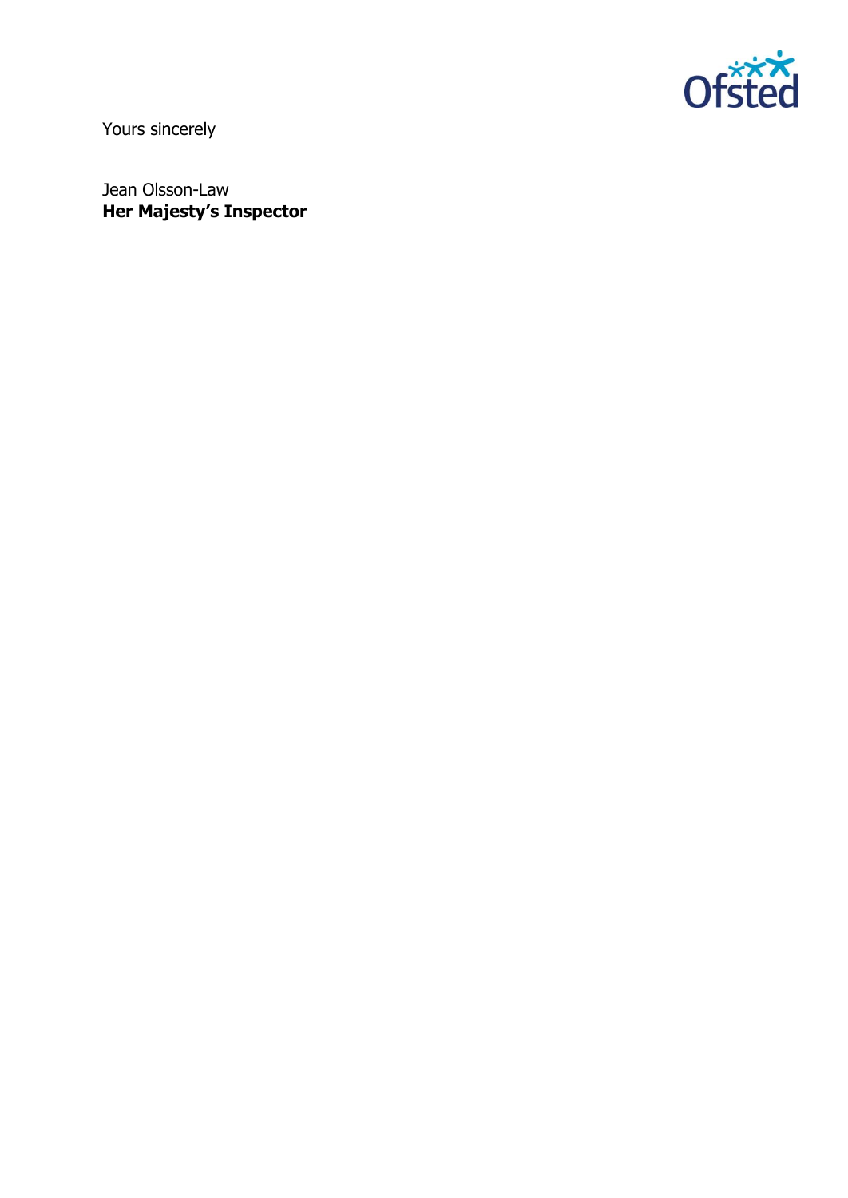Yours sincerely

Jean Olsson-Law
**Her Majesty's Inspector**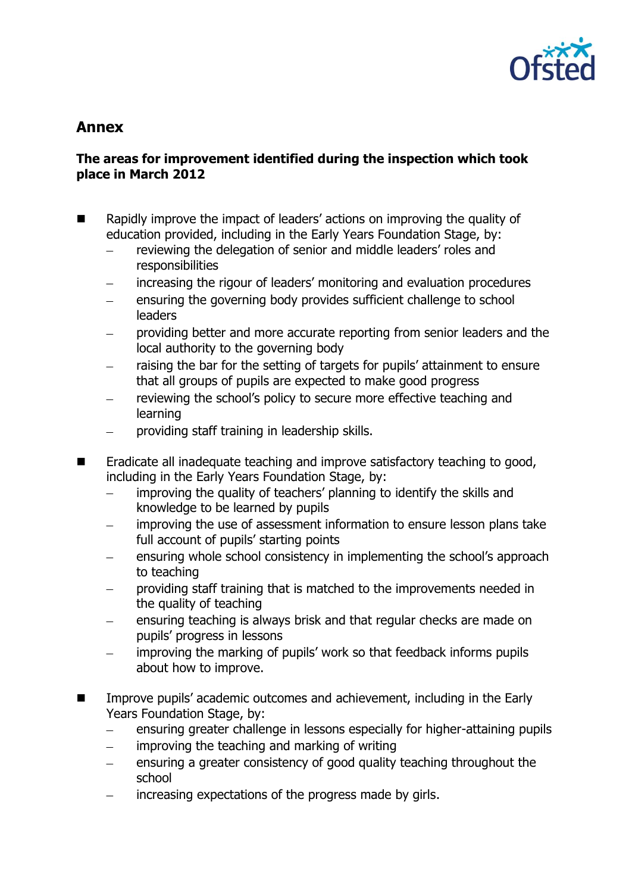## Annex

### The areas for improvement identified during the inspection which took place in March 2012

- Rapidly improve the impact of leaders' actions on improving the quality of education provided, including in the Early Years Foundation Stage, by:
  - reviewing the delegation of senior and middle leaders' roles and responsibilities
  - increasing the rigour of leaders' monitoring and evaluation procedures
  - ensuring the governing body provides sufficient challenge to school leaders
  - providing better and more accurate reporting from senior leaders and the local authority to the governing body
  - raising the bar for the setting of targets for pupils' attainment to ensure that all groups of pupils are expected to make good progress
  - reviewing the school's policy to secure more effective teaching and learning
  - providing staff training in leadership skills.

- Eradicate all inadequate teaching and improve satisfactory teaching to good, including in the Early Years Foundation Stage, by:
  - improving the quality of teachers' planning to identify the skills and knowledge to be learned by pupils
  - improving the use of assessment information to ensure lesson plans take full account of pupils' starting points
  - ensuring whole school consistency in implementing the school's approach to teaching
  - providing staff training that is matched to the improvements needed in the quality of teaching
  - ensuring teaching is always brisk and that regular checks are made on pupils' progress in lessons
  - improving the marking of pupils' work so that feedback informs pupils about how to improve.

- Improve pupils' academic outcomes and achievement, including in the Early Years Foundation Stage, by:
  - ensuring greater challenge in lessons especially for higher-attaining pupils
  - improving the teaching and marking of writing
  - ensuring a greater consistency of good quality teaching throughout the school
  - increasing expectations of the progress made by girls.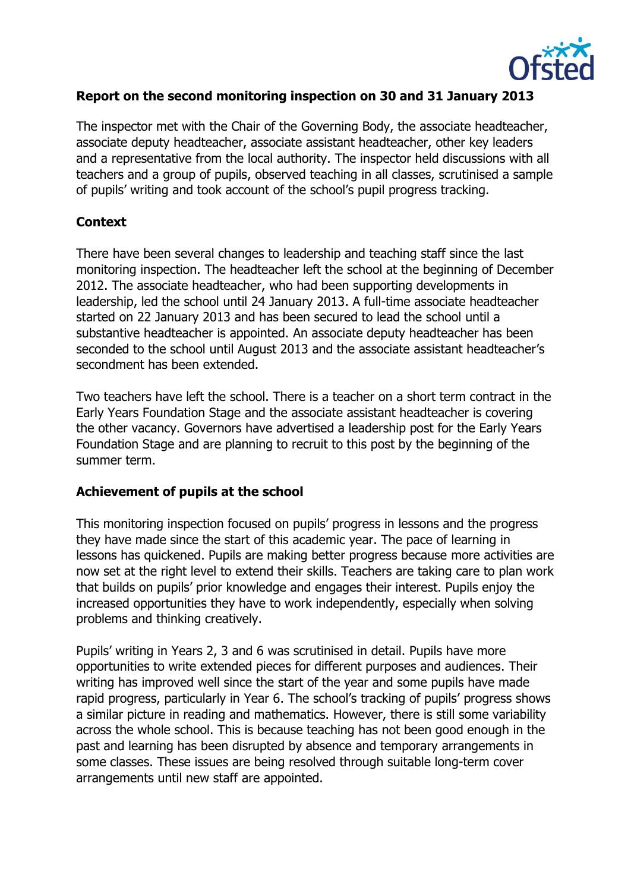**Report on the second monitoring inspection on 30 and 31 January 2013**

The inspector met with the Chair of the Governing Body, the associate headteacher, associate deputy headteacher, associate assistant headteacher, other key leaders and a representative from the local authority. The inspector held discussions with all teachers and a group of pupils, observed teaching in all classes, scrutinised a sample of pupils' writing and took account of the school's pupil progress tracking.

**Context**

There have been several changes to leadership and teaching staff since the last monitoring inspection. The headteacher left the school at the beginning of December 2012. The associate headteacher, who had been supporting developments in leadership, led the school until 24 January 2013. A full-time associate headteacher started on 22 January 2013 and has been secured to lead the school until a substantive headteacher is appointed. An associate deputy headteacher has been seconded to the school until August 2013 and the associate assistant headteacher's secondment has been extended.

Two teachers have left the school. There is a teacher on a short term contract in the Early Years Foundation Stage and the associate assistant headteacher is covering the other vacancy. Governors have advertised a leadership post for the Early Years Foundation Stage and are planning to recruit to this post by the beginning of the summer term.

**Achievement of pupils at the school**

This monitoring inspection focused on pupils' progress in lessons and the progress they have made since the start of this academic year. The pace of learning in lessons has quickened. Pupils are making better progress because more activities are now set at the right level to extend their skills. Teachers are taking care to plan work that builds on pupils' prior knowledge and engages their interest. Pupils enjoy the increased opportunities they have to work independently, especially when solving problems and thinking creatively.

Pupils' writing in Years 2, 3 and 6 was scrutinised in detail. Pupils have more opportunities to write extended pieces for different purposes and audiences. Their writing has improved well since the start of the year and some pupils have made rapid progress, particularly in Year 6. The school's tracking of pupils' progress shows a similar picture in reading and mathematics. However, there is still some variability across the whole school. This is because teaching has not been good enough in the past and learning has been disrupted by absence and temporary arrangements in some classes. These issues are being resolved through suitable long-term cover arrangements until new staff are appointed.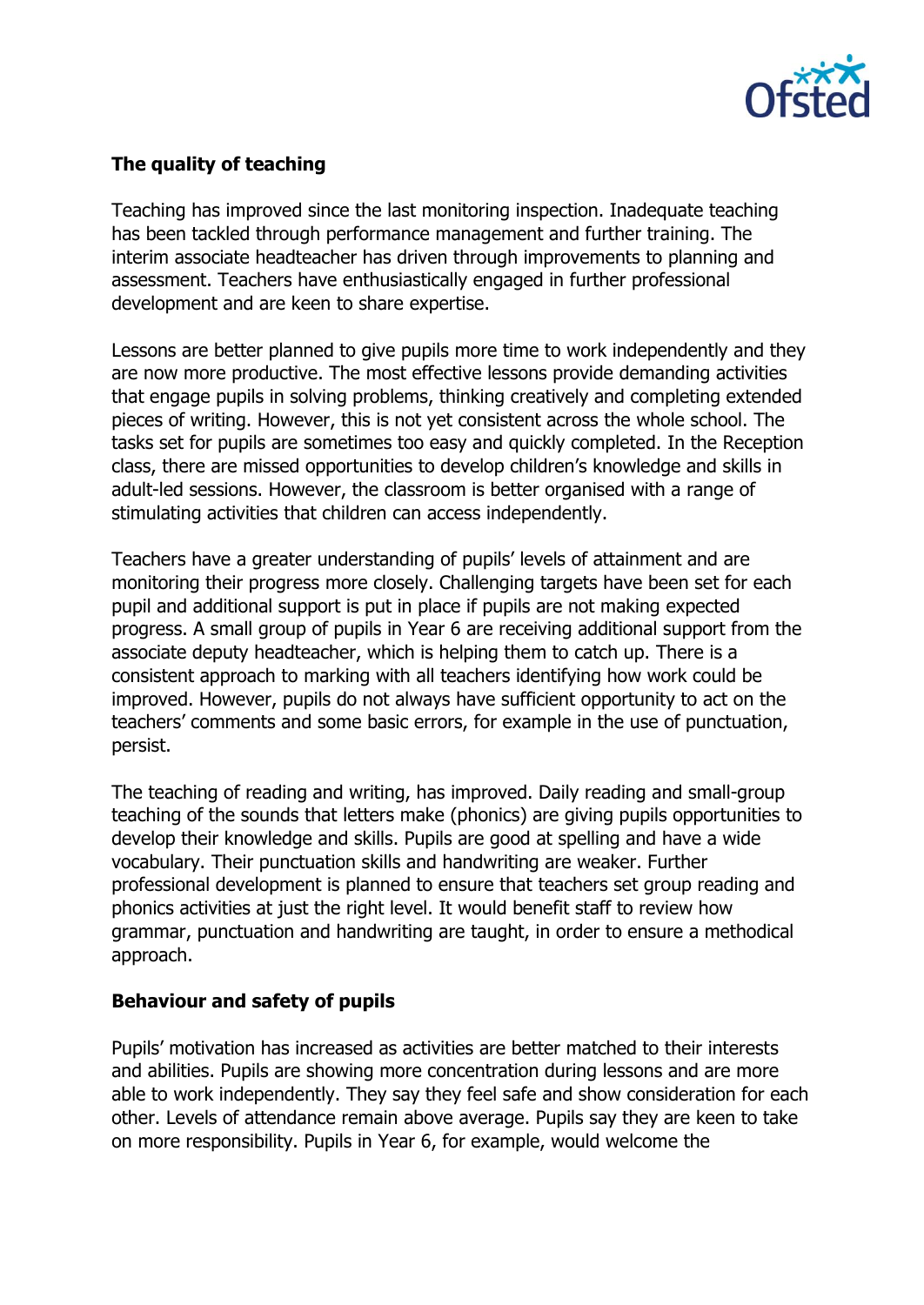### The quality of teaching

Teaching has improved since the last monitoring inspection. Inadequate teaching has been tackled through performance management and further training. The interim associate headteacher has driven through improvements to planning and assessment. Teachers have enthusiastically engaged in further professional development and are keen to share expertise.

Lessons are better planned to give pupils more time to work independently and they are now more productive. The most effective lessons provide demanding activities that engage pupils in solving problems, thinking creatively and completing extended pieces of writing. However, this is not yet consistent across the whole school. The tasks set for pupils are sometimes too easy and quickly completed. In the Reception class, there are missed opportunities to develop children's knowledge and skills in adult-led sessions. However, the classroom is better organised with a range of stimulating activities that children can access independently.

Teachers have a greater understanding of pupils' levels of attainment and are monitoring their progress more closely. Challenging targets have been set for each pupil and additional support is put in place if pupils are not making expected progress. A small group of pupils in Year 6 are receiving additional support from the associate deputy headteacher, which is helping them to catch up. There is a consistent approach to marking with all teachers identifying how work could be improved. However, pupils do not always have sufficient opportunity to act on the teachers' comments and some basic errors, for example in the use of punctuation, persist.

The teaching of reading and writing, has improved. Daily reading and small-group teaching of the sounds that letters make (phonics) are giving pupils opportunities to develop their knowledge and skills. Pupils are good at spelling and have a wide vocabulary. Their punctuation skills and handwriting are weaker. Further professional development is planned to ensure that teachers set group reading and phonics activities at just the right level. It would benefit staff to review how grammar, punctuation and handwriting are taught, in order to ensure a methodical approach.

### Behaviour and safety of pupils

Pupils' motivation has increased as activities are better matched to their interests and abilities. Pupils are showing more concentration during lessons and are more able to work independently. They say they feel safe and show consideration for each other. Levels of attendance remain above average. Pupils say they are keen to take on more responsibility. Pupils in Year 6, for example, would welcome the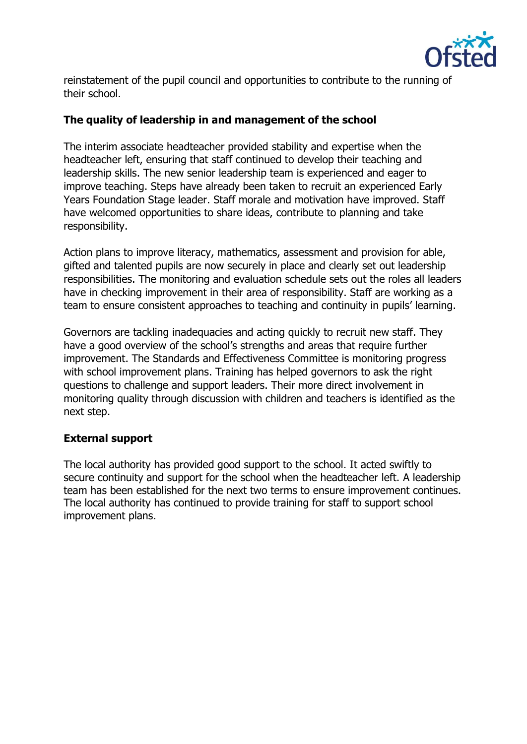reinstatement of the pupil council and opportunities to contribute to the running of their school.

**The quality of leadership in and management of the school**

The interim associate headteacher provided stability and expertise when the headteacher left, ensuring that staff continued to develop their teaching and leadership skills. The new senior leadership team is experienced and eager to improve teaching. Steps have already been taken to recruit an experienced Early Years Foundation Stage leader. Staff morale and motivation have improved. Staff have welcomed opportunities to share ideas, contribute to planning and take responsibility.

Action plans to improve literacy, mathematics, assessment and provision for able, gifted and talented pupils are now securely in place and clearly set out leadership responsibilities. The monitoring and evaluation schedule sets out the roles all leaders have in checking improvement in their area of responsibility. Staff are working as a team to ensure consistent approaches to teaching and continuity in pupils' learning.

Governors are tackling inadequacies and acting quickly to recruit new staff. They have a good overview of the school's strengths and areas that require further improvement. The Standards and Effectiveness Committee is monitoring progress with school improvement plans. Training has helped governors to ask the right questions to challenge and support leaders. Their more direct involvement in monitoring quality through discussion with children and teachers is identified as the next step.

**External support**

The local authority has provided good support to the school. It acted swiftly to secure continuity and support for the school when the headteacher left. A leadership team has been established for the next two terms to ensure improvement continues. The local authority has continued to provide training for staff to support school improvement plans.